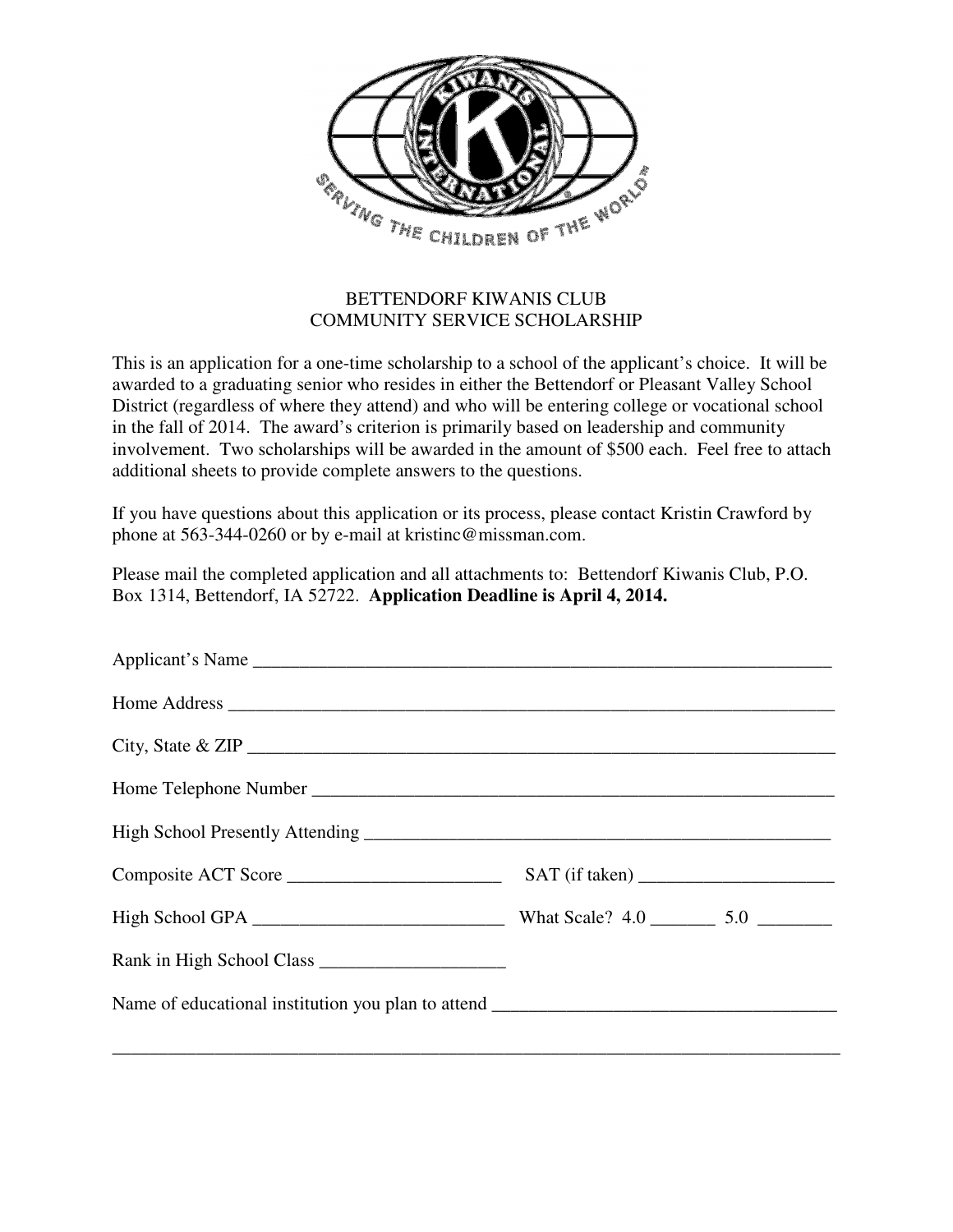# BETTENDORF KIWANIS CLUB
## COMMUNITY SERVICE SCHOLARSHIP

This is an application for a one-time scholarship to a school of the applicant's choice. It will be awarded to a graduating senior who resides in either the Bettendorf or Pleasant Valley School District (regardless of where they attend) and who will be entering college or vocational school in the fall of 2014. The award's criterion is primarily based on leadership and community involvement. Two scholarships will be awarded in the amount of $500 each. Feel free to attach additional sheets to provide complete answers to the questions.

If you have questions about this application or its process, please contact Kristin Crawford by phone at 563-344-0260 or by e-mail at kristinc@missman.com.

Please mail the completed application and all attachments to: Bettendorf Kiwanis Club, P.O. Box 1314, Bettendorf, IA 52722. **Application Deadline is April 4, 2014.**

Applicant's Name ________________________________________________________________

Home Address __________________________________________________________________

City, State & ZIP ________________________________________________________________

Home Telephone Number ___________________________________________________________

High School Presently Attending ___________________________________________________

Composite ACT Score _______________________ SAT (if taken) _____________________

High School GPA ___________________________ What Scale? 4.0 _______ 5.0 ________

Rank in High School Class ____________________

Name of educational institution you plan to attend ____________________________________

________________________________________________________________________________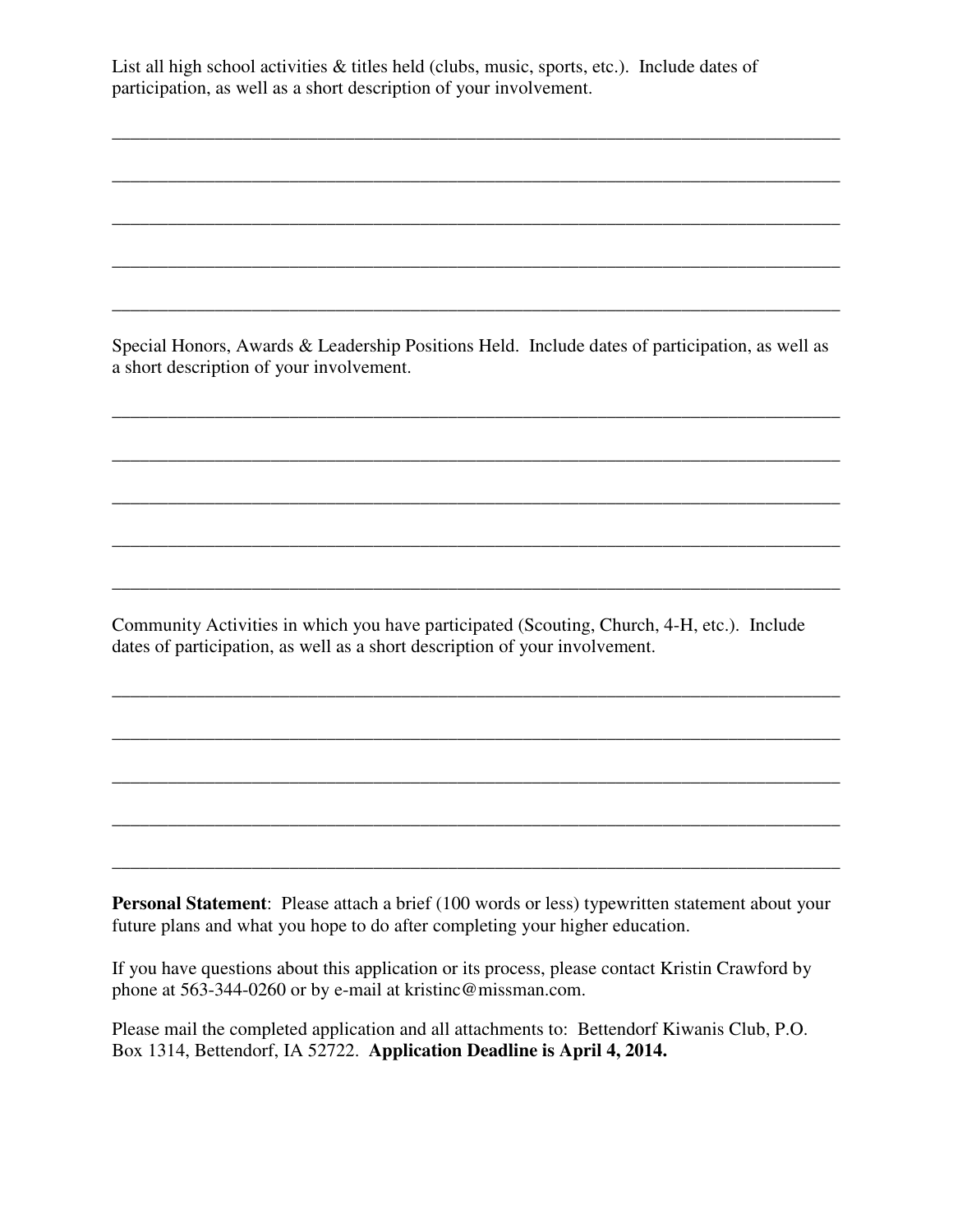List all high school activities & titles held (clubs, music, sports, etc.). Include dates of participation, as well as a short description of your involvement.

_____________________________________________________________________________

_____________________________________________________________________________

_____________________________________________________________________________

_____________________________________________________________________________

_____________________________________________________________________________

Special Honors, Awards & Leadership Positions Held. Include dates of participation, as well as a short description of your involvement.

_____________________________________________________________________________

_____________________________________________________________________________

_____________________________________________________________________________

_____________________________________________________________________________

_____________________________________________________________________________

Community Activities in which you have participated (Scouting, Church, 4-H, etc.). Include dates of participation, as well as a short description of your involvement.

_____________________________________________________________________________

_____________________________________________________________________________

_____________________________________________________________________________

_____________________________________________________________________________

_____________________________________________________________________________

**Personal Statement**: Please attach a brief (100 words or less) typewritten statement about your future plans and what you hope to do after completing your higher education.

If you have questions about this application or its process, please contact Kristin Crawford by phone at 563-344-0260 or by e-mail at kristinc@missman.com.

Please mail the completed application and all attachments to: Bettendorf Kiwanis Club, P.O. Box 1314, Bettendorf, IA 52722. **Application Deadline is April 4, 2014.**